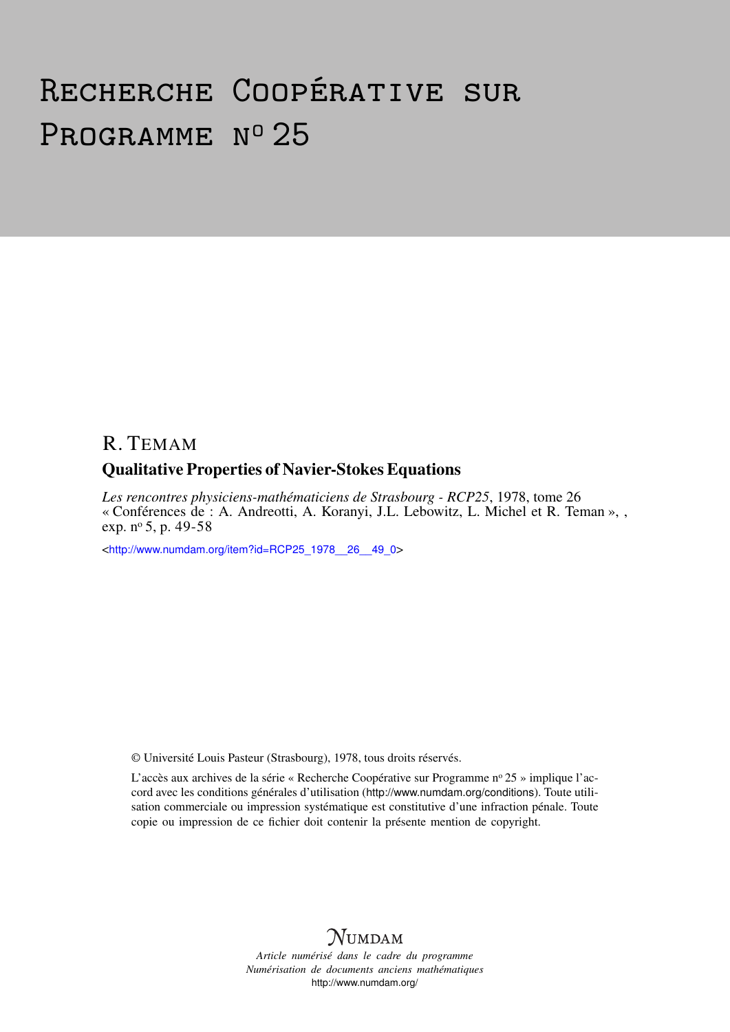# Recherche Coopérative sur Programme n° 25

R. Temam

## Qualitative Properties of Navier-Stokes Equations

*Les rencontres physiciens-mathématiciens de Strasbourg - RCP25*, 1978, tome 26 « Conférences de : A. Andreotti, A. Koranyi, J.L. Lebowitz, L. Michel et R. Teman », , exp. n° 5, p. 49-58

<http://www.numdam.org/item?id=RCP25_1978__26__49_0>

© Université Louis Pasteur (Strasbourg), 1978, tous droits réservés.

L'accès aux archives de la série « Recherche Coopérative sur Programme n° 25 » implique l'accord avec les conditions générales d'utilisation (http://www.numdam.org/conditions). Toute utilisation commerciale ou impression systématique est constitutive d'une infraction pénale. Toute copie ou impression de ce fichier doit contenir la présente mention de copyright.

Numdam

*Article numérisé dans le cadre du programme Numérisation de documents anciens mathématiques*

http://www.numdam.org/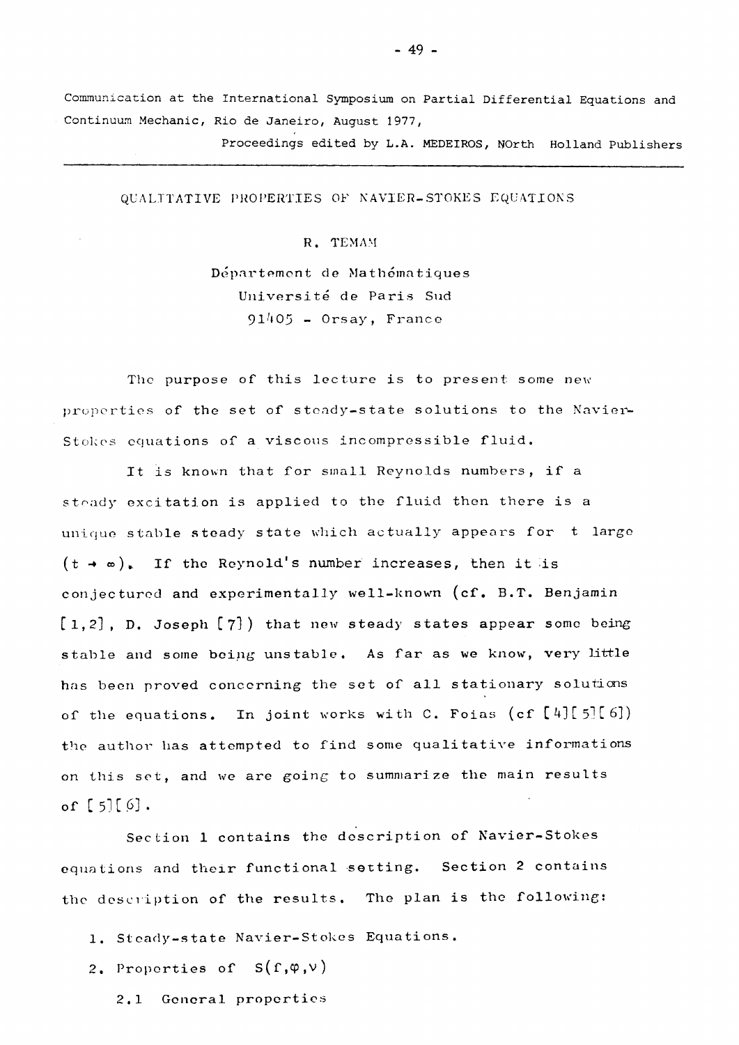Communication at the International Symposium on Partial Differential Equations and Continuum Mechanic, Rio de Janeiro, August 1977,

Proceedings edited by L.A. MEDEIROS, NOrth Holland Publishers

---

# QUALITATIVE PROPERTIES OF NAVIER-STOKES EQUATIONS

R. TEMAM

Département de Mathématiques
Université de Paris Sud
91405 - Orsay, France

The purpose of this lecture is to present some new properties of the set of steady-state solutions to the Navier-Stokes equations of a viscous incompressible fluid.

It is known that for small Reynolds numbers, if a steady excitation is applied to the fluid then there is a unique stable steady state which actually appears for $t$ large $(t \to \infty)$. If the Reynold's number increases, then it is conjectured and experimentally well-known (cf. B.T. Benjamin [1,2], D. Joseph [7]) that new steady states appear some being stable and some being unstable. As far as we know, very little has been proved concerning the set of all stationary solutions of the equations. In joint works with C. Foias (cf [4][5][6]) the author has attempted to find some qualitative informations on this set, and we are going to summarize the main results of [5][6].

Section 1 contains the description of Navier-Stokes equations and their functional setting. Section 2 contains the description of the results. The plan is the following:

1. Steady-state Navier-Stokes Equations.
2. Properties of $S(f,\varphi,\nu)$

   2.1 General properties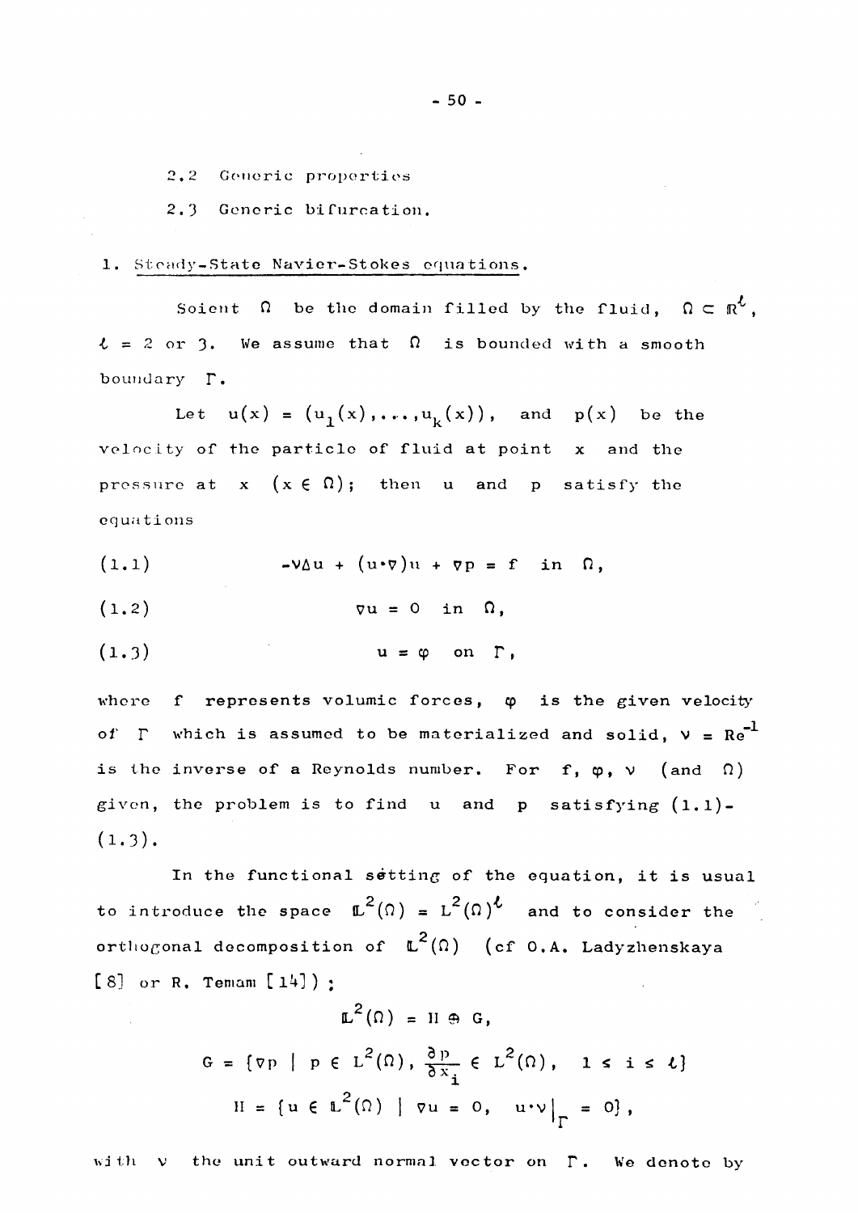2.2 Generic properties

2.3 Generic bifurcation.

## 1. Steady-State Navier-Stokes equations.

Soient $\Omega$ be the domain filled by the fluid, $\Omega \subset \mathbb{R}^{\ell}$, $\ell = 2$ or $3$. We assume that $\Omega$ is bounded with a smooth boundary $\Gamma$.

Let $u(x) = (u_1(x), \ldots, u_k(x))$, and $p(x)$ be the velocity of the particle of fluid at point $x$ and the pressure at $x$ $(x \in \Omega)$; then $u$ and $p$ satisfy the equations

$$(1.1) \qquad -\nu \Delta u + (u \cdot \nabla) u + \nabla p = f \quad \text{in} \quad \Omega,$$

$$(1.2) \qquad \nabla u = 0 \quad \text{in} \quad \Omega,$$

$$(1.3) \qquad u = \varphi \quad \text{on} \quad \Gamma,$$

where $f$ represents volumic forces, $\varphi$ is the given velocity of $\Gamma$ which is assumed to be materialized and solid, $\nu = Re^{-1}$ is the inverse of a Reynolds number. For $f, \varphi, \nu$ (and $\Omega$) given, the problem is to find $u$ and $p$ satisfying (1.1)-(1.3).

In the functional setting of the equation, it is usual to introduce the space $\mathbb{L}^2(\Omega) = L^2(\Omega)^{\ell}$ and to consider the orthogonal decomposition of $\mathbb{L}^2(\Omega)$ (cf O.A. Ladyzhenskaya [8] or R. Temam [14]):

$$\mathbb{L}^2(\Omega) = H \oplus G,$$

$$G = \{\nabla p \mid p \in L^2(\Omega), \frac{\partial p}{\partial x_i} \in L^2(\Omega), \quad 1 \leq i \leq \ell\}$$

$$H = \{u \in \mathbb{L}^2(\Omega) \mid \nabla u = 0, \quad u \cdot \nu|_{\Gamma} = 0\},$$

with $\nu$ the unit outward normal vector on $\Gamma$. We denote by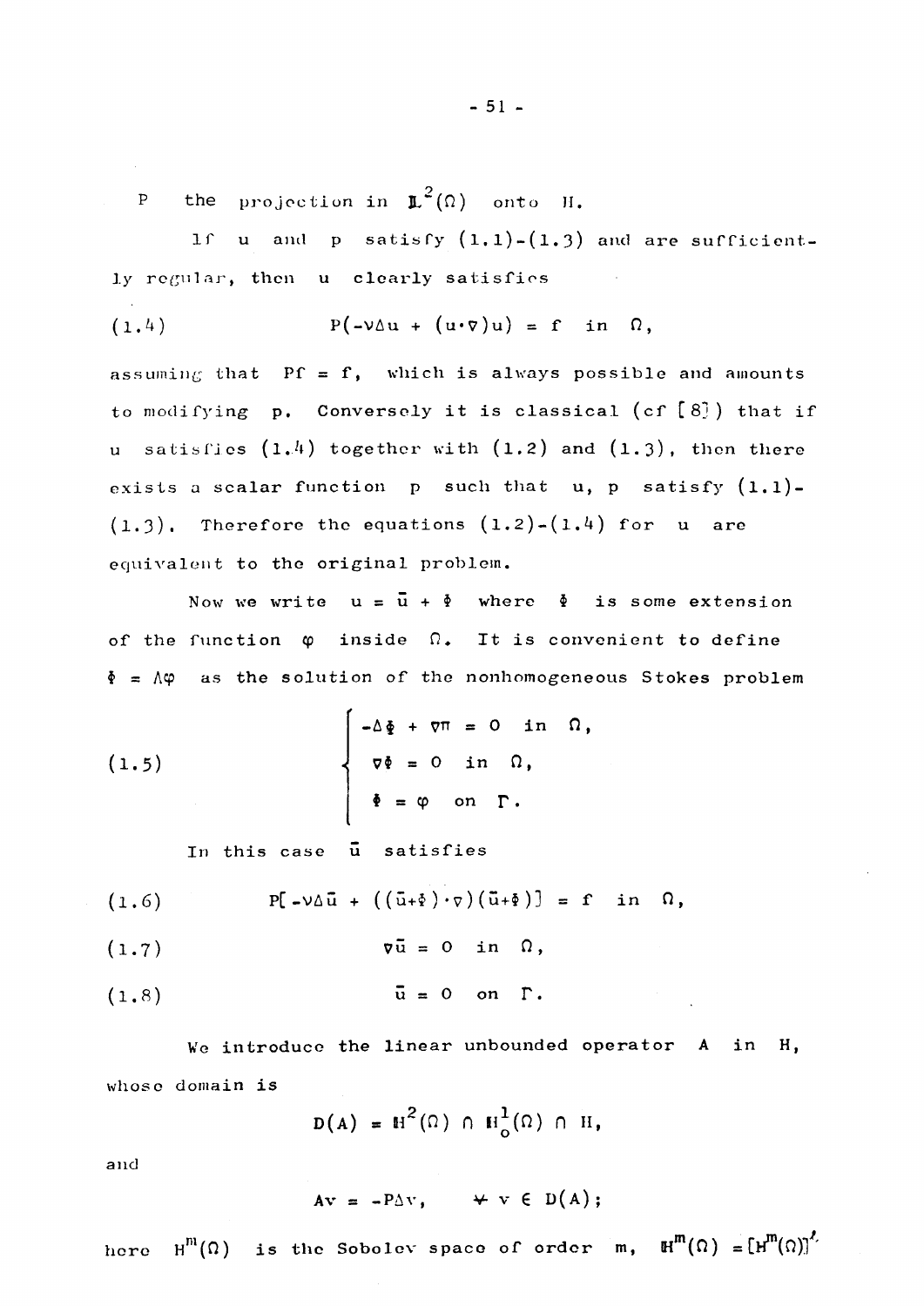$P$ the projection in $\mathbb{L}^2(\Omega)$ onto $H$.

If $u$ and $p$ satisfy (1.1)-(1.3) and are sufficiently regular, then $u$ clearly satisfies

$$(1.4) \qquad P(-\nu\Delta u + (u\cdot\nabla)u) = f \quad \text{in} \quad \Omega,$$

assuming that $Pf = f$, which is always possible and amounts to modifying $p$. Conversely it is classical (cf [8]) that if $u$ satisfies (1.4) together with (1.2) and (1.3), then there exists a scalar function $p$ such that $u, p$ satisfy (1.1)-(1.3). Therefore the equations (1.2)-(1.4) for $u$ are equivalent to the original problem.

Now we write $u = \bar{u} + \Phi$ where $\Phi$ is some extension of the function $\varphi$ inside $\Omega$. It is convenient to define $\Phi = \Lambda\varphi$ as the solution of the nonhomogeneous Stokes problem

$$(1.5) \qquad \begin{cases} -\Delta\Phi + \nabla\pi = 0 & \text{in} \quad \Omega, \\ \nabla\Phi = 0 & \text{in} \quad \Omega, \\ \Phi = \varphi & \text{on} \quad \Gamma. \end{cases}$$

In this case $\bar{u}$ satisfies

$$(1.6) \qquad P[-\nu\Delta\bar{u} + ((\bar{u}+\Phi)\cdot\nabla)(\bar{u}+\Phi)] = f \quad \text{in} \quad \Omega,$$

$$(1.7) \qquad \nabla\bar{u} = 0 \quad \text{in} \quad \Omega,$$

$$(1.8) \qquad \bar{u} = 0 \quad \text{on} \quad \Gamma.$$

We introduce the linear unbounded operator $A$ in $H$, whose domain is

$$D(A) = \mathbb{H}^2(\Omega) \cap \mathbb{H}^1_0(\Omega) \cap H,$$

and

$$Av = -P\Delta v, \qquad \forall\, v \in D(A);$$

here $H^m(\Omega)$ is the Sobolev space of order $m$, $\mathbb{H}^m(\Omega) = [H^m(\Omega)]^\ell$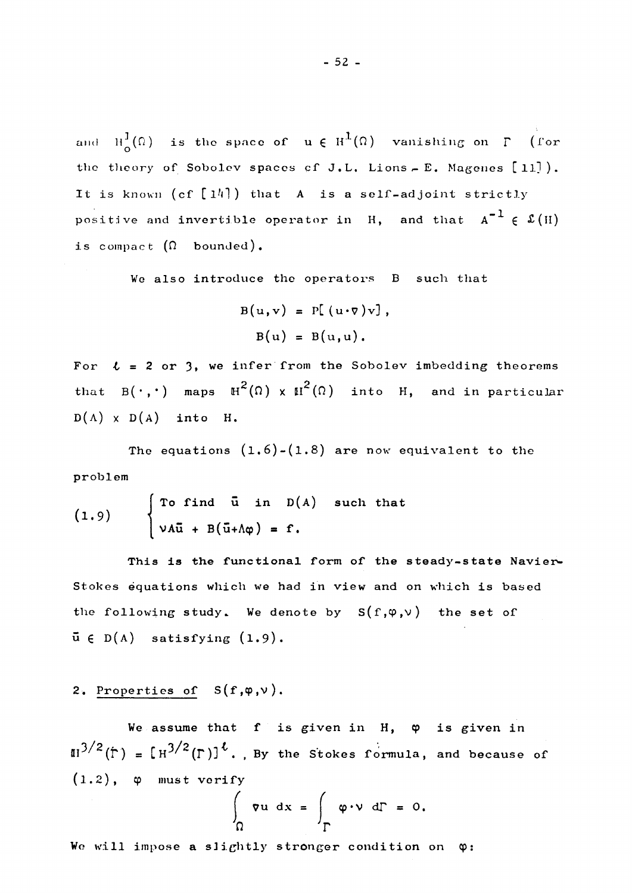and $H_0^1(\Omega)$ is the space of $u \in H^1(\Omega)$ vanishing on $\Gamma$ (for the theory of Sobolev spaces cf J.L. Lions - E. Magenes [11]). It is known (cf [14]) that $A$ is a self-adjoint strictly positive and invertible operator in $H$, and that $A^{-1} \in \mathcal{L}(H)$ is compact ($\Omega$ bounded).

We also introduce the operators $B$ such that

$$B(u,v) = P[(u \cdot \nabla)v],$$

$$B(u) = B(u,u).$$

For $\ell = 2$ or $3$, we infer from the Sobolev imbedding theorems that $B(\cdot,\cdot)$ maps $\mathbb{H}^2(\Omega) \times \mathbb{H}^2(\Omega)$ into $H$, and in particular $D(A) \times D(A)$ into $H$.

The equations (1.6)-(1.8) are now equivalent to the problem

$$(1.9) \qquad \begin{cases} \text{To find } \bar{u} \text{ in } D(A) \text{ such that} \\ \nu A\bar{u} + B(\bar{u}+\Lambda\varphi) = f. \end{cases}$$

**This is the functional form of the steady-state Navier-Stokes equations which we had in view and on which is based the following study.** We denote by $S(f,\varphi,\nu)$ the set of $\bar{u} \in D(A)$ satisfying (1.9).

## 2. Properties of $S(f,\varphi,\nu)$.

We assume that $f$ is given in $H$, $\varphi$ is given in $\mathbb{H}^{3/2}(\Gamma) = [H^{3/2}(\Gamma)]^\ell$. By the Stokes formula, and because of (1.2), $\varphi$ must verify

$$\int_\Omega \nabla u \, dx = \int_\Gamma \varphi \cdot \nu \, d\Gamma = 0.$$

We will impose a slightly stronger condition on $\varphi$: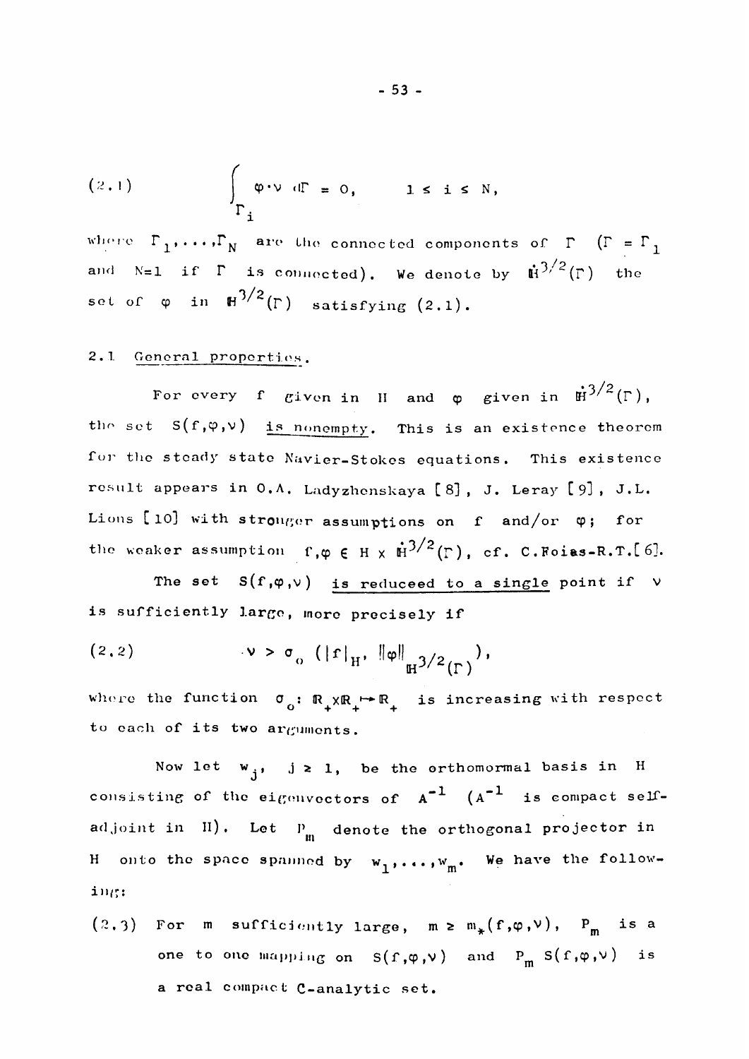$$(2.1) \qquad \int_{\Gamma_i} \varphi \cdot \nu \, d\Gamma = 0, \qquad 1 \leq i \leq N,$$

where $\Gamma_1, \ldots, \Gamma_N$ are the connected components of $\Gamma$ ($\Gamma = \Gamma_1$ and $N=1$ if $\Gamma$ is connected). We denote by $\dot{\mathbb{H}}^{3/2}(\Gamma)$ the set of $\varphi$ in $\mathbb{H}^{3/2}(\Gamma)$ satisfying (2.1).

## 2.1 General properties.

For every $f$ given in $H$ and $\varphi$ given in $\dot{\mathbb{H}}^{3/2}(\Gamma)$, the set $S(f,\varphi,\nu)$ <u>is nonempty</u>. This is an existence theorem for the steady state Navier-Stokes equations. This existence result appears in O.A. Ladyzhenskaya [8], J. Leray [9], J.L. Lions [10] with stronger assumptions on $f$ and/or $\varphi$; for the weaker assumption $f,\varphi \in H \times \dot{\mathbb{H}}^{3/2}(\Gamma)$, cf. C.Foias-R.T.[6].

The set $S(f,\varphi,\nu)$ <u>is reduceed to a single</u> point if $\nu$ is sufficiently large, more precisely if

$$(2.2) \qquad \nu > \sigma_0 \left( |f|_H, \|\varphi\|_{\mathbb{H}^{3/2}(\Gamma)} \right),$$

where the function $\sigma_0 : \mathbb{R}_+ \times \mathbb{R}_+ \mapsto \mathbb{R}_+$ is increasing with respect to each of its two arguments.

Now let $w_j$, $j \geq 1$, be the orthonormal basis in $H$ consisting of the eigenvectors of $A^{-1}$ ($A^{-1}$ is compact self-adjoint in $H$). Let $P_m$ denote the orthogonal projector in $H$ onto the space spanned by $w_1, \ldots, w_m$. We have the following:

(2.3) For $m$ sufficiently large, $m \geq m_*(f,\varphi,\nu)$, $P_m$ is a one to one mapping on $S(f,\varphi,\nu)$ and $P_m\, S(f,\varphi,\nu)$ is a real compact $\mathcal{C}$-analytic set.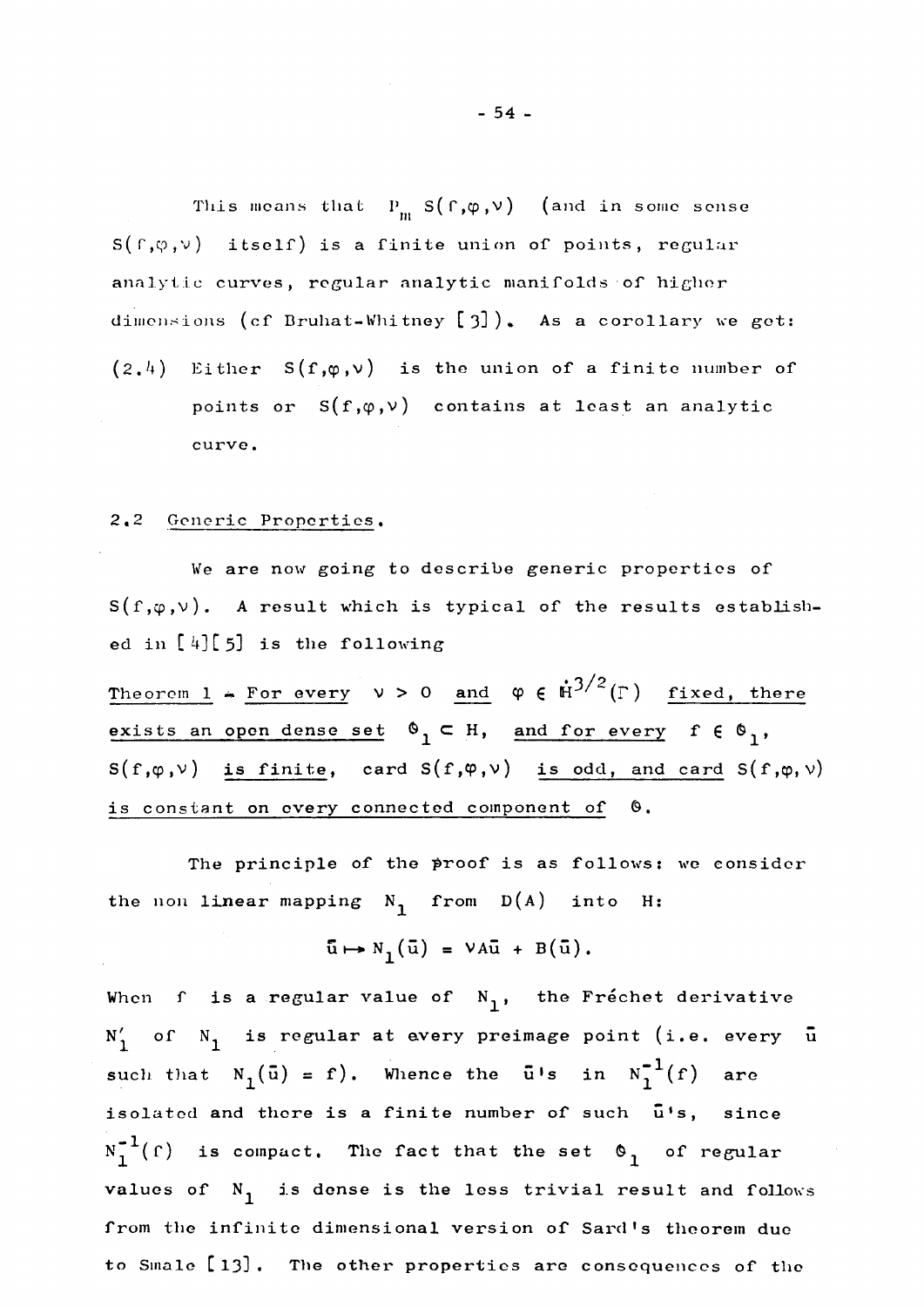This means that $P_m S(f,\varphi,\nu)$ (and in some sense $S(f,\varphi,\nu)$ itself) is a finite union of points, regular analytic curves, regular analytic manifolds of higher dimensions (cf Bruhat-Whitney [3]). As a corollary we get:

(2.4) Either $S(f,\varphi,\nu)$ is the union of a finite number of points or $S(f,\varphi,\nu)$ contains at least an analytic curve.

## 2.2 Generic Properties.

We are now going to describe generic properties of $S(f,\varphi,\nu)$. A result which is typical of the results established in [4][5] is the following

Theorem 1 - For every $\nu > 0$ and $\varphi \in \dot{H}^{3/2}(\Gamma)$ fixed, there exists an open dense set $\mathcal{O}_1 \subset H$, and for every $f \in \mathcal{O}_1$, $S(f,\varphi,\nu)$ is finite, card $S(f,\varphi,\nu)$ is odd, and card $S(f,\varphi,\nu)$ is constant on every connected component of $\mathcal{O}$.

The principle of the proof is as follows: we consider the non linear mapping $N_1$ from $D(A)$ into $H$:

$$\bar{u} \mapsto N_1(\bar{u}) = \nu A\bar{u} + B(\bar{u}).$$

When $f$ is a regular value of $N_1$, the Fréchet derivative $N_1'$ of $N_1$ is regular at every preimage point (i.e. every $\bar{u}$ such that $N_1(\bar{u}) = f$). Whence the $\bar{u}$'s in $N_1^{-1}(f)$ are isolated and there is a finite number of such $\bar{u}$'s, since $N_1^{-1}(f)$ is compact. The fact that the set $\mathcal{O}_1$ of regular values of $N_1$ is dense is the less trivial result and follows from the infinite dimensional version of Sard's theorem due to Smale [13]. The other properties are consequences of the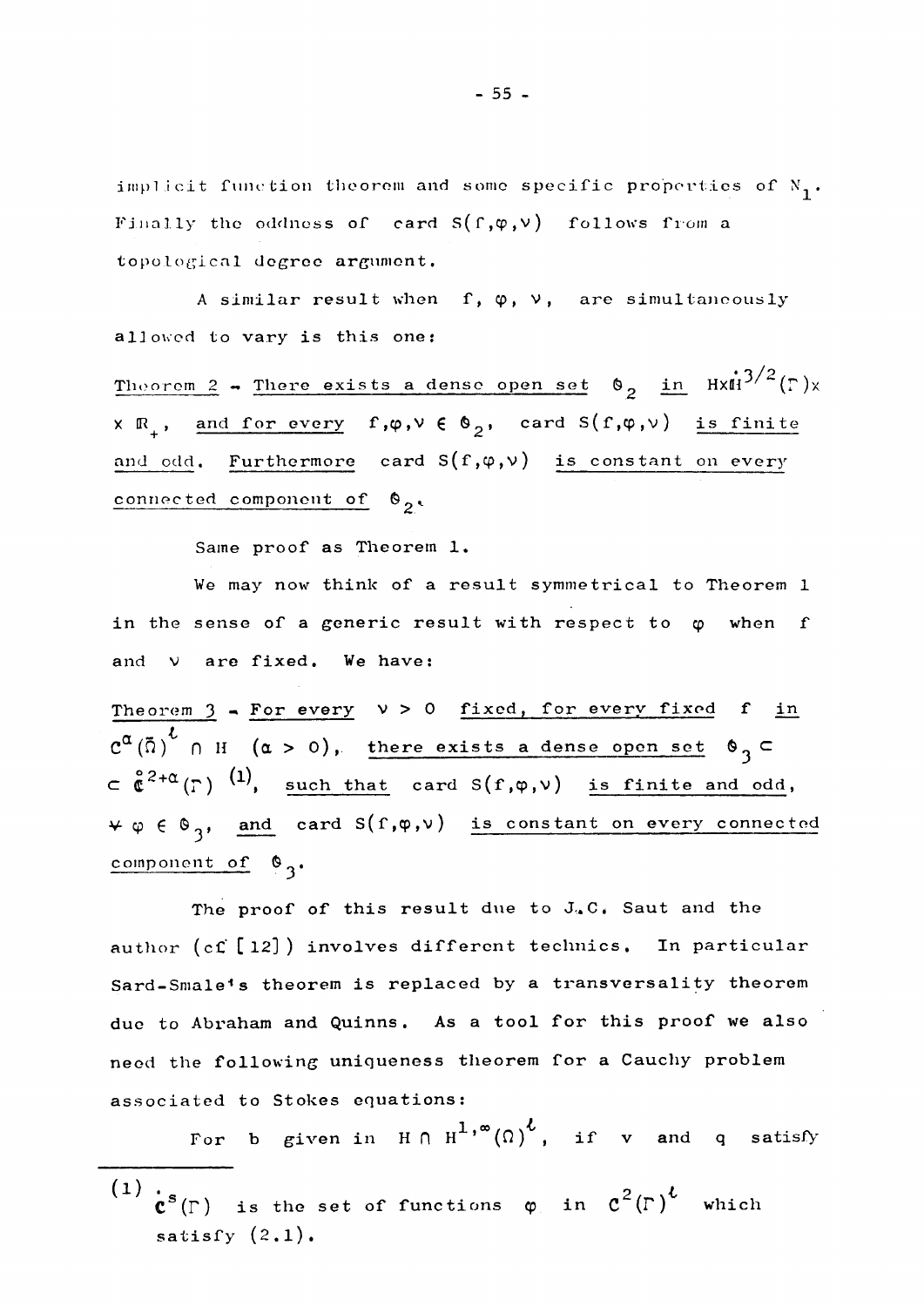implicit function theorem and some specific properties of $N_1$. Finally the oddness of card $S(f,\varphi,\nu)$ follows from a topological degree argument.

A similar result when $f$, $\varphi$, $\nu$, are simultaneously allowed to vary is this one:

<u>Theorem 2 - There exists a dense open set</u> $\mathcal{O}_2$ <u>in</u> $H \times \dot{H}^{3/2}(\Gamma) \times \mathbb{R}_+$, <u>and for every</u> $f,\varphi,\nu \in \mathcal{O}_2$, <u>card</u> $S(f,\varphi,\nu)$ <u>is finite and odd. Furthermore card</u> $S(f,\varphi,\nu)$ <u>is constant on every connected component of</u> $\mathcal{O}_2$.

Same proof as Theorem 1.

We may now think of a result symmetrical to Theorem 1 in the sense of a generic result with respect to $\varphi$ when $f$ and $\nu$ are fixed. We have:

<u>Theorem 3 - For every</u> $\nu > 0$ <u>fixed, for every fixed</u> $f$ <u>in</u> $C^{\alpha}(\bar{\Omega})^{\ell} \cap H$ $(\alpha > 0)$, <u>there exists a dense open set</u> $\mathcal{O}_3 \subset \dot{\mathbb{C}}^{2+\alpha}(\Gamma)$ [(1)], <u>such that card</u> $S(f,\varphi,\nu)$ <u>is finite and odd</u>, $\forall \varphi \in \mathcal{O}_3$, <u>and card</u> $S(f,\varphi,\nu)$ <u>is constant on every connected component of</u> $\mathcal{O}_3$.

The proof of this result due to J.C. Saut and the author (cf [12]) involves different technics. In particular Sard-Smale's theorem is replaced by a transversality theorem due to Abraham and Quinns. As a tool for this proof we also need the following uniqueness theorem for a Cauchy problem associated to Stokes equations:

For $b$ given in $H \cap H^{1,\infty}(\Omega)^{\ell}$, if $v$ and $q$ satisfy

---

(1) $\dot{\mathbb{C}}^{s}(\Gamma)$ is the set of functions $\varphi$ in $C^2(\Gamma)^{\ell}$ which satisfy (2.1).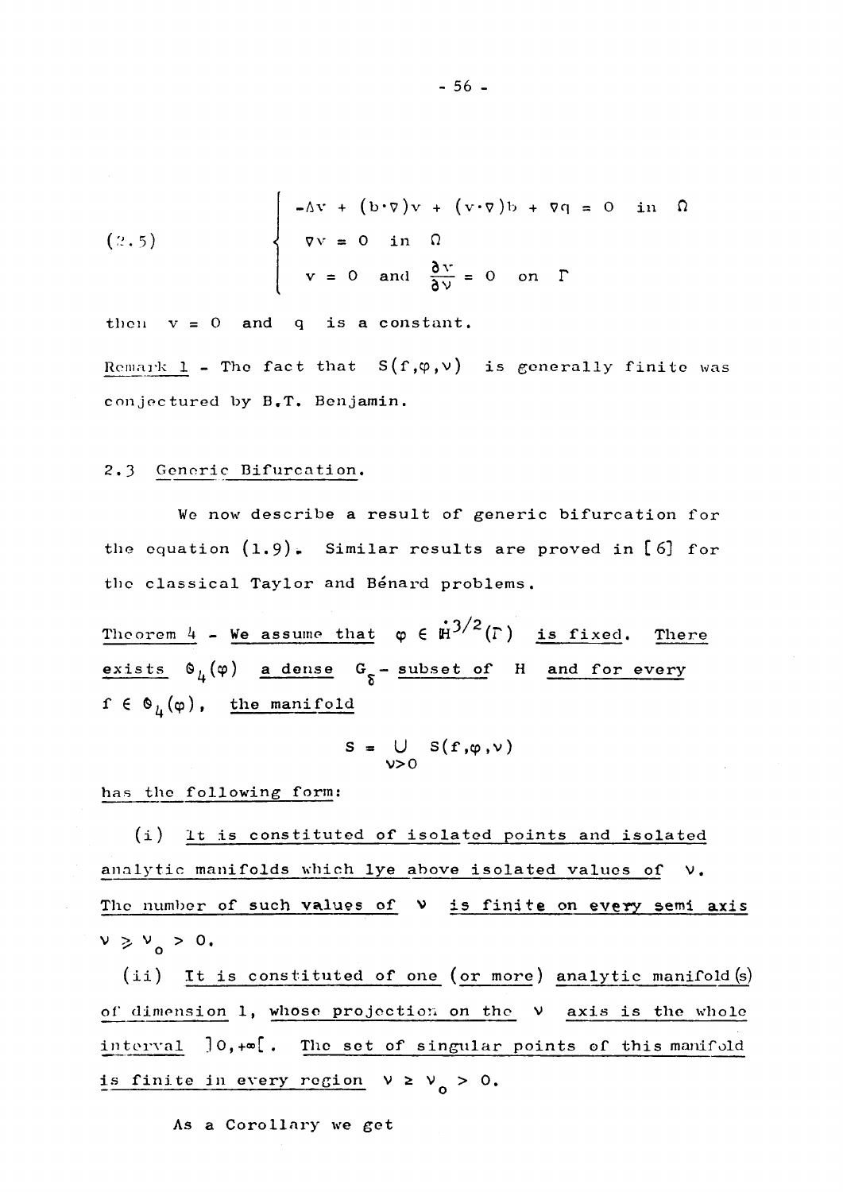$$
(2.5) \qquad \begin{cases} -\Delta v + (b\cdot\nabla)v + (v\cdot\nabla)b + \nabla q = 0 & \text{in } \Omega \\ \nabla v = 0 & \text{in } \Omega \\ v = 0 \text{ and } \dfrac{\partial v}{\partial \nu} = 0 & \text{on } \Gamma \end{cases}
$$

then $v = 0$ and $q$ is a constant.

Remark 1 - The fact that $S(f,\varphi,\nu)$ is generally finite was conjectured by B.T. Benjamin.

## 2.3 Generic Bifurcation.

We now describe a result of generic bifurcation for the equation (1.9). Similar results are proved in [6] for the classical Taylor and Bénard problems.

Theorem 4 - *We assume that $\varphi \in \dot{H}^{3/2}(\Gamma)$ is fixed. There exists $\mathcal{O}_4(\varphi)$ a dense $G_\delta$ - subset of $H$ and for every $f \in \mathcal{O}_4(\varphi)$, the manifold*

$$
S = \bigcup_{\nu>0} S(f,\varphi,\nu)
$$

*has the following form:*

(i) *It is constituted of isolated points and isolated analytic manifolds which lye above isolated values of $\nu$. The number of such values of $\nu$ is finite on every semi axis $\nu \geq \nu_0 > 0$.*

(ii) *It is constituted of one (or more) analytic manifold(s) of dimension 1, whose projection on the $\nu$ axis is the whole interval $]0,+\infty[$. The set of singular points of this manifold is finite in every region $\nu \geq \nu_0 > 0$.*

As a Corollary we get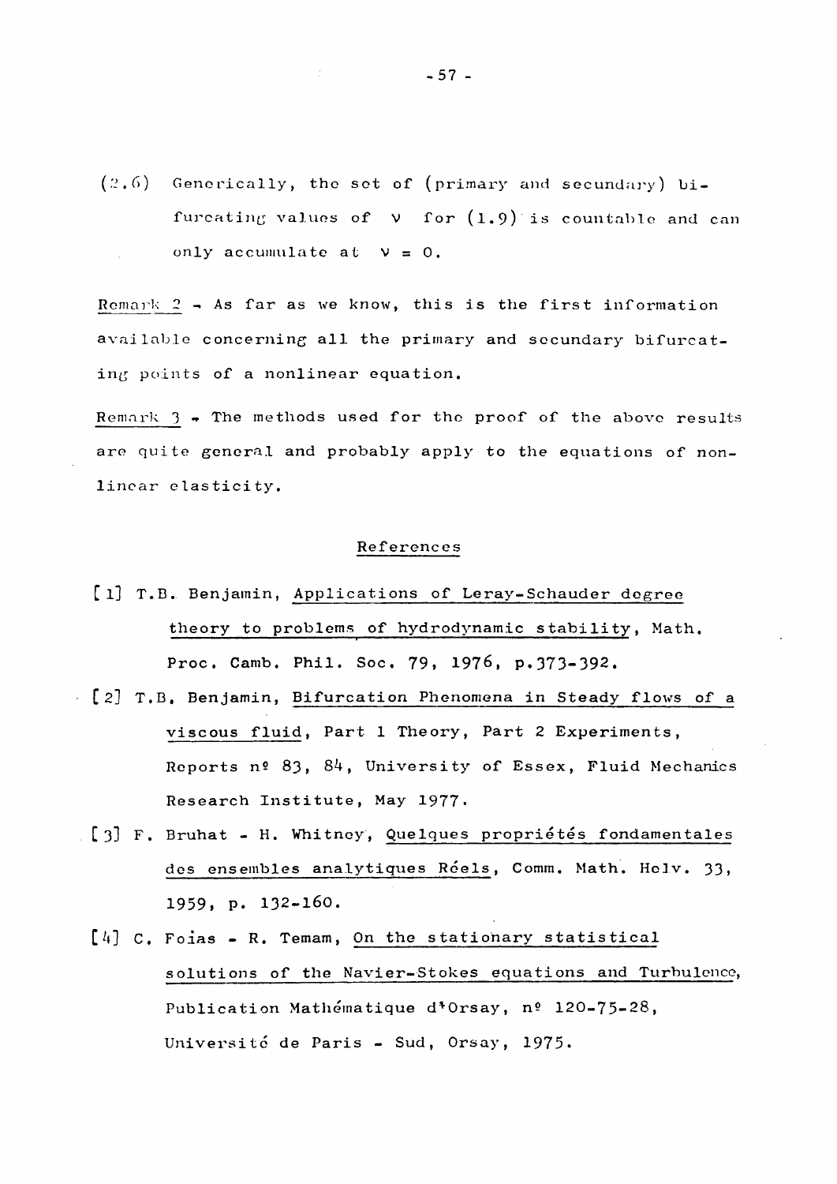(2.6) Generically, the set of (primary and secundary) bifurcating values of $\nu$ for (1.9) is countable and can only accumulate at $\nu = 0$.

Remark 2 - As far as we know, this is the first information available concerning all the primary and secondary bifurcating points of a nonlinear equation.

Remark 3 - The methods used for the proof of the above results are quite general and probably apply to the equations of nonlinear elasticity.

## References

[1] T.B. Benjamin, Applications of Leray-Schauder degree theory to problems of hydrodynamic stability, Math. Proc. Camb. Phil. Soc. 79, 1976, p.373-392.

[2] T.B. Benjamin, Bifurcation Phenomena in Steady flows of a viscous fluid, Part 1 Theory, Part 2 Experiments, Reports nº 83, 84, University of Essex, Fluid Mechanics Research Institute, May 1977.

[3] F. Bruhat - H. Whitney, Quelques propriétés fondamentales des ensembles analytiques Réels, Comm. Math. Helv. 33, 1959, p. 132-160.

[4] C. Foias - R. Temam, On the stationary statistical solutions of the Navier-Stokes equations and Turbulence, Publication Mathématique d'Orsay, nº 120-75-28, Université de Paris - Sud, Orsay, 1975.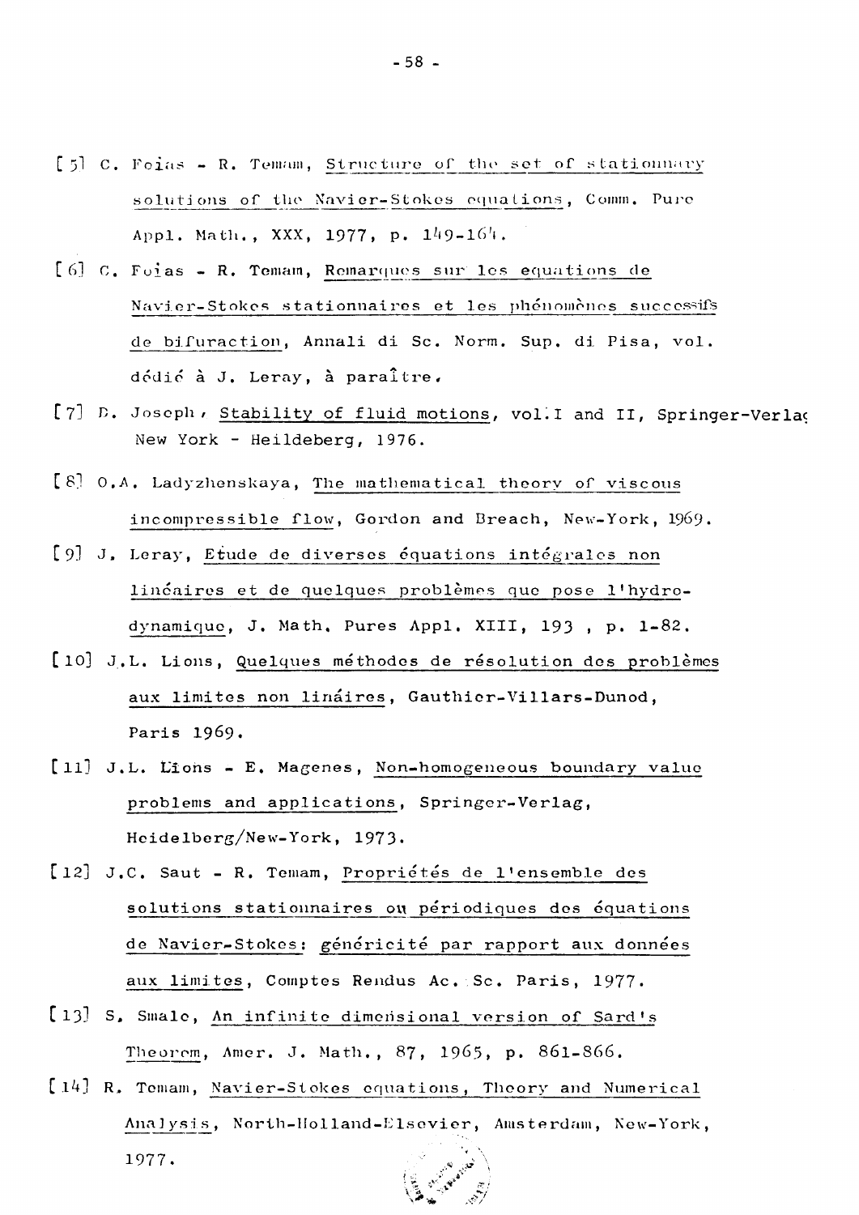[5] C. Foias - R. Temam, Structure of the set of stationary solutions of the Navier-Stokes equations, Comm. Pure Appl. Math., XXX, 1977, p. 149-164.

[6] C. Foias - R. Temam, Remarques sur les equations de Navier-Stokes stationnaires et les phénomènes successifs de bifuraction, Annali di Sc. Norm. Sup. di Pisa, vol. dédié à J. Leray, à paraître.

[7] D. Joseph, Stability of fluid motions, vol. I and II, Springer-Verlag New York - Heildeberg, 1976.

[8] O.A. Ladyzhenskaya, The mathematical theory of viscous incompressible flow, Gordon and Breach, New-York, 1969.

[9] J. Leray, Etude de diverses équations intégrales non linéaires et de quelques problèmes que pose l'hydrodynamique, J. Math. Pures Appl. XIII, 193 , p. 1-82.

[10] J.L. Lions, Quelques méthodes de résolution des problèmes aux limites non linaires, Gauthier-Villars-Dunod, Paris 1969.

[11] J.L. Lions - E. Magenes, Non-homogeneous boundary value problems and applications, Springer-Verlag, Heidelberg/New-York, 1973.

[12] J.C. Saut - R. Temam, Propriétés de l'ensemble des solutions stationnaires ou périodiques des équations de Navier-Stokes: généricité par rapport aux données aux limites, Comptes Rendus Ac. Sc. Paris, 1977.

[13] S. Smale, An infinite dimensional version of Sard's Theorem, Amer. J. Math., 87, 1965, p. 861-866.

[14] R. Temam, Navier-Stokes equations, Theory and Numerical Analysis, North-Holland-Elsevier, Amsterdam, New-York, 1977.